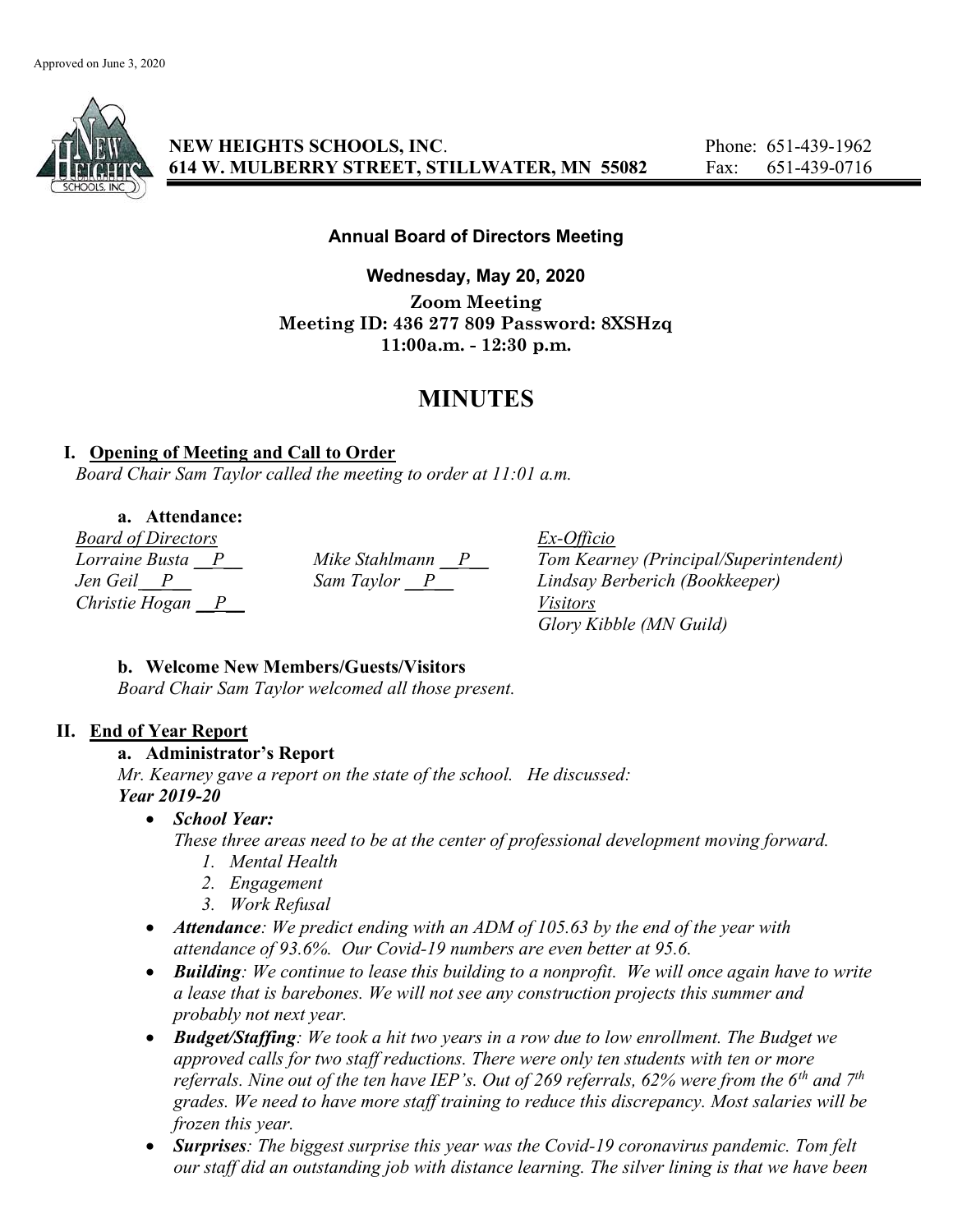Approved on June 3, 2020

**NEW HEIGHTS SCHOOLS, INC.**
**614 W. MULBERRY STREET, STILLWATER, MN 55082**

Phone: 651-439-1962
Fax: 651-439-0716

**Annual Board of Directors Meeting**

**Wednesday, May 20, 2020**

**Zoom Meeting**
**Meeting ID: 436 277 809 Password: 8XSHzq**
**11:00a.m. - 12:30 p.m.**

# MINUTES

## I. Opening of Meeting and Call to Order

*Board Chair Sam Taylor called the meeting to order at 11:01 a.m.*

### a. Attendance:

| | | |
|---|---|---|
| *Board of Directors* | | *Ex-Officio* |
| *Lorraine Busta \_\_P\_\_* | *Mike Stahlmann \_\_P\_\_* | *Tom Kearney (Principal/Superintendent)* |
| *Jen Geil\_\_P\_\_* | *Sam Taylor \_\_P\_\_* | *Lindsay Berberich (Bookkeeper)* |
| *Christie Hogan \_\_P\_\_* | | *Visitors* |
| | | *Glory Kibble (MN Guild)* |

### b. Welcome New Members/Guests/Visitors

*Board Chair Sam Taylor welcomed all those present.*

## II. End of Year Report

### a. Administrator's Report

*Mr. Kearney gave a report on the state of the school. He discussed:*

***Year 2019-20***

- ***School Year:***
  *These three areas need to be at the center of professional development moving forward.*
  1. *Mental Health*
  2. *Engagement*
  3. *Work Refusal*
- ***Attendance**: We predict ending with an ADM of 105.63 by the end of the year with attendance of 93.6%. Our Covid-19 numbers are even better at 95.6.*
- ***Building**: We continue to lease this building to a nonprofit. We will once again have to write a lease that is barebones. We will not see any construction projects this summer and probably not next year.*
- ***Budget/Staffing**: We took a hit two years in a row due to low enrollment. The Budget we approved calls for two staff reductions. There were only ten students with ten or more referrals. Nine out of the ten have IEP's. Out of 269 referrals, 62% were from the 6th and 7th grades. We need to have more staff training to reduce this discrepancy. Most salaries will be frozen this year.*
- ***Surprises**: The biggest surprise this year was the Covid-19 coronavirus pandemic. Tom felt our staff did an outstanding job with distance learning. The silver lining is that we have been*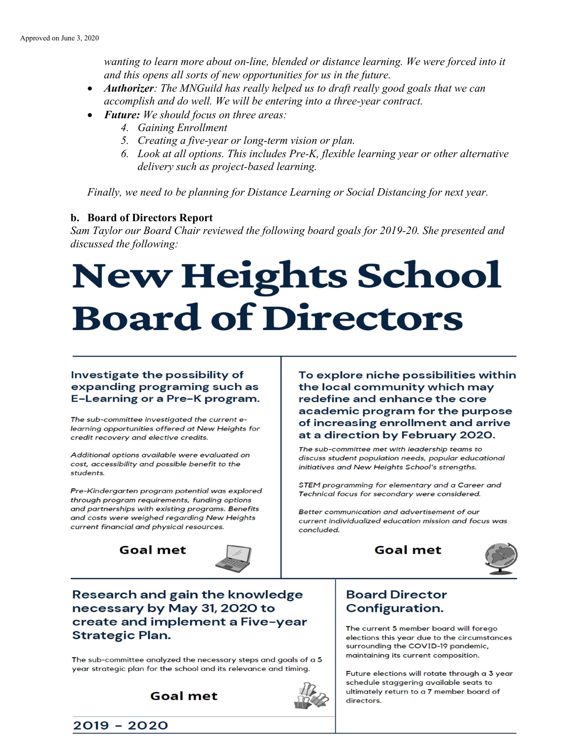*wanting to learn more about on-line, blended or distance learning. We were forced into it and this opens all sorts of new opportunities for us in the future.*

- ***Authorizer***: *The MNGuild has really helped us to draft really good goals that we can accomplish and do well. We will be entering into a three-year contract.*
- ***Future:*** *We should focus on three areas:*
    4. *Gaining Enrollment*
    5. *Creating a five-year or long-term vision or plan.*
    6. *Look at all options. This includes Pre-K, flexible learning year or other alternative delivery such as project-based learning.*

*Finally, we need to be planning for Distance Learning or Social Distancing for next year.*

**b. Board of Directors Report**

*Sam Taylor our Board Chair reviewed the following board goals for 2019-20. She presented and discussed the following:*

# New Heights School Board of Directors

### Investigate the possibility of expanding programing such as E-Learning or a Pre-K program.

*The sub-committee investigated the current e-learning opportunities offered at New Heights for credit recovery and elective credits.*

*Additional options available were evaluated on cost, accessibility and possible benefit to the students.*

*Pre-Kindergarten program potential was explored through program requirements, funding options and partnerships with existing programs. Benefits and costs were weighed regarding New Heights current financial and physical resources.*

**Goal met**

### To explore niche possibilities within the local community which may redefine and enhance the core academic program for the purpose of increasing enrollment and arrive at a direction by February 2020.

*The sub-committee met with leadership teams to discuss student population needs, popular educational initiatives and New Heights School's strengths.*

*STEM programming for elementary and a Career and Technical focus for secondary were considered.*

*Better communication and advertisement of our current individualized education mission and focus was concluded.*

**Goal met**

### Research and gain the knowledge necessary by May 31, 2020 to create and implement a Five-year Strategic Plan.

The sub-committee analyzed the necessary steps and goals of a 5 year strategic plan for the school and its relevance and timing.

**Goal met**

### Board Director Configuration.

The current 5 member board will forego elections this year due to the circumstances surrounding the COVID-19 pandemic, maintaining its current composition.

Future elections will rotate through a 3 year schedule staggering available seats to ultimately return to a 7 member board of directors.

**2019 - 2020**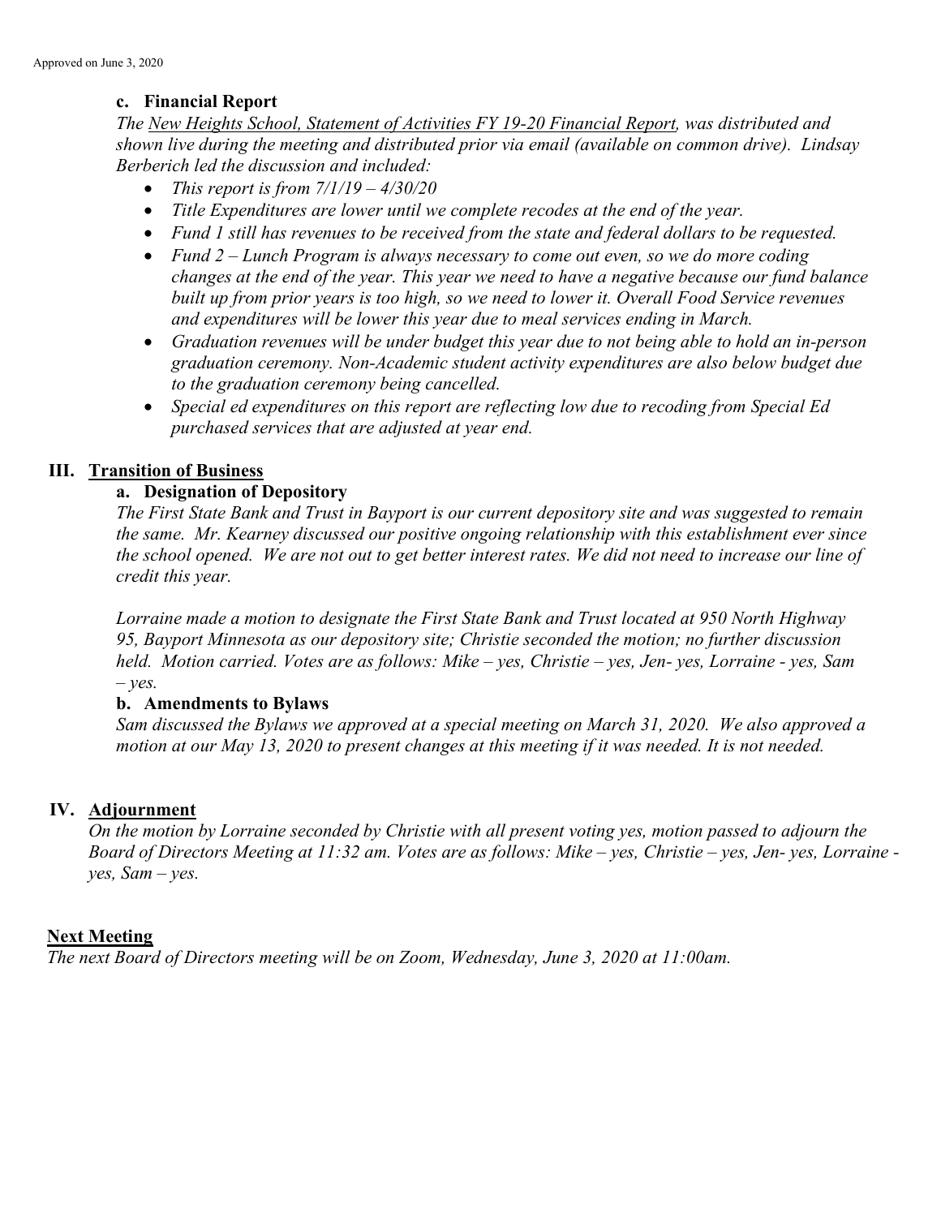Approved on June 3, 2020

### c. Financial Report

*The New Heights School, Statement of Activities FY 19-20 Financial Report, was distributed and shown live during the meeting and distributed prior via email (available on common drive). Lindsay Berberich led the discussion and included:*

- *This report is from 7/1/19 – 4/30/20*
- *Title Expenditures are lower until we complete recodes at the end of the year.*
- *Fund 1 still has revenues to be received from the state and federal dollars to be requested.*
- *Fund 2 – Lunch Program is always necessary to come out even, so we do more coding changes at the end of the year. This year we need to have a negative because our fund balance built up from prior years is too high, so we need to lower it. Overall Food Service revenues and expenditures will be lower this year due to meal services ending in March.*
- *Graduation revenues will be under budget this year due to not being able to hold an in-person graduation ceremony. Non-Academic student activity expenditures are also below budget due to the graduation ceremony being cancelled.*
- *Special ed expenditures on this report are reflecting low due to recoding from Special Ed purchased services that are adjusted at year end.*

## III. Transition of Business

### a. Designation of Depository

*The First State Bank and Trust in Bayport is our current depository site and was suggested to remain the same. Mr. Kearney discussed our positive ongoing relationship with this establishment ever since the school opened. We are not out to get better interest rates. We did not need to increase our line of credit this year.*

*Lorraine made a motion to designate the First State Bank and Trust located at 950 North Highway 95, Bayport Minnesota as our depository site; Christie seconded the motion; no further discussion held. Motion carried. Votes are as follows: Mike – yes, Christie – yes, Jen- yes, Lorraine - yes, Sam – yes.*

### b. Amendments to Bylaws

*Sam discussed the Bylaws we approved at a special meeting on March 31, 2020. We also approved a motion at our May 13, 2020 to present changes at this meeting if it was needed. It is not needed.*

## IV. Adjournment

*On the motion by Lorraine seconded by Christie with all present voting yes, motion passed to adjourn the Board of Directors Meeting at 11:32 am. Votes are as follows: Mike – yes, Christie – yes, Jen- yes, Lorraine - yes, Sam – yes.*

## Next Meeting

*The next Board of Directors meeting will be on Zoom, Wednesday, June 3, 2020 at 11:00am.*